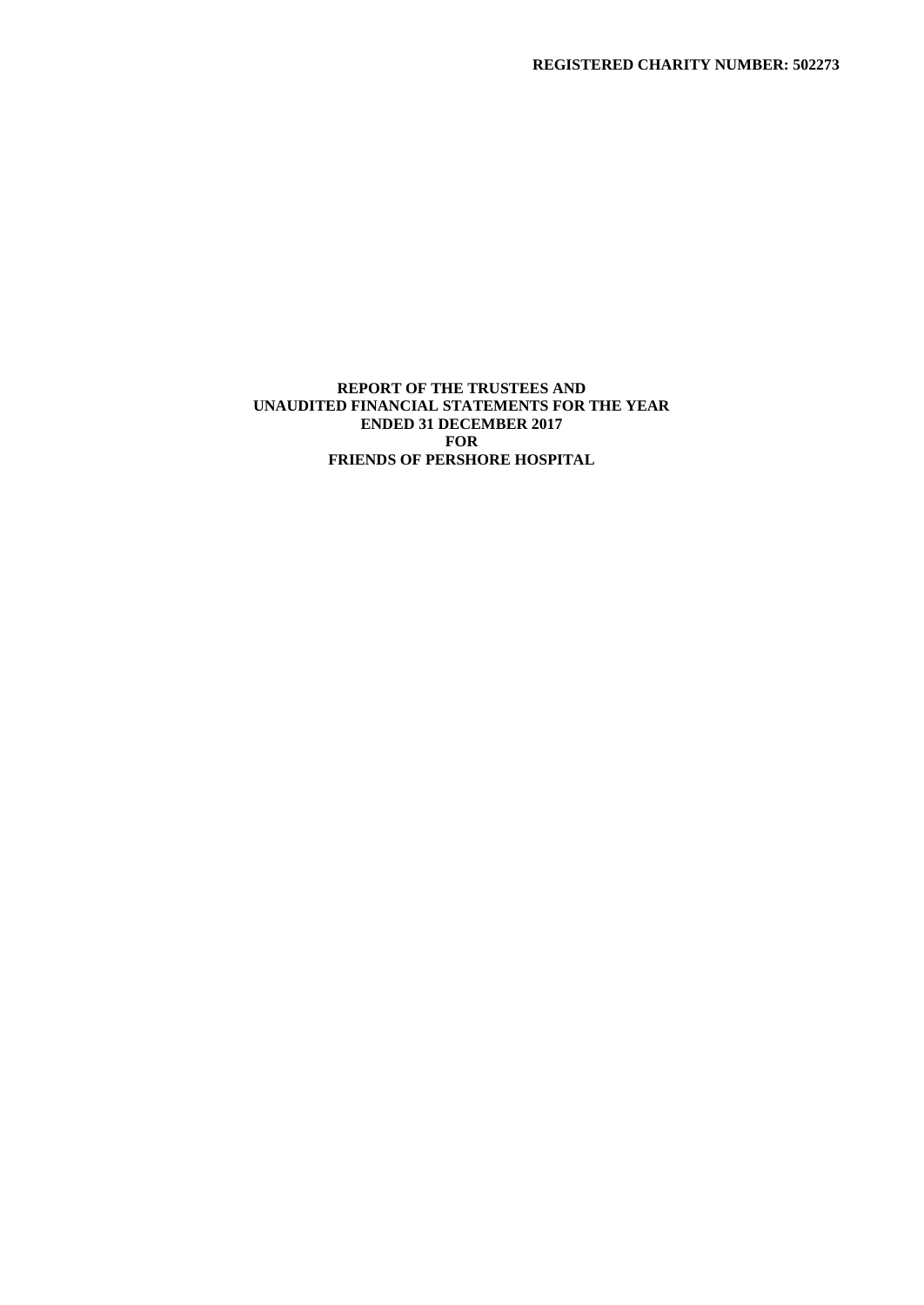**REGISTERED CHARITY NUMBER: 502273**

# REPORT OF THE TRUSTEES AND UNAUDITED FINANCIAL STATEMENTS FOR THE YEAR ENDED 31 DECEMBER 2017 FOR FRIENDS OF PERSHORE HOSPITAL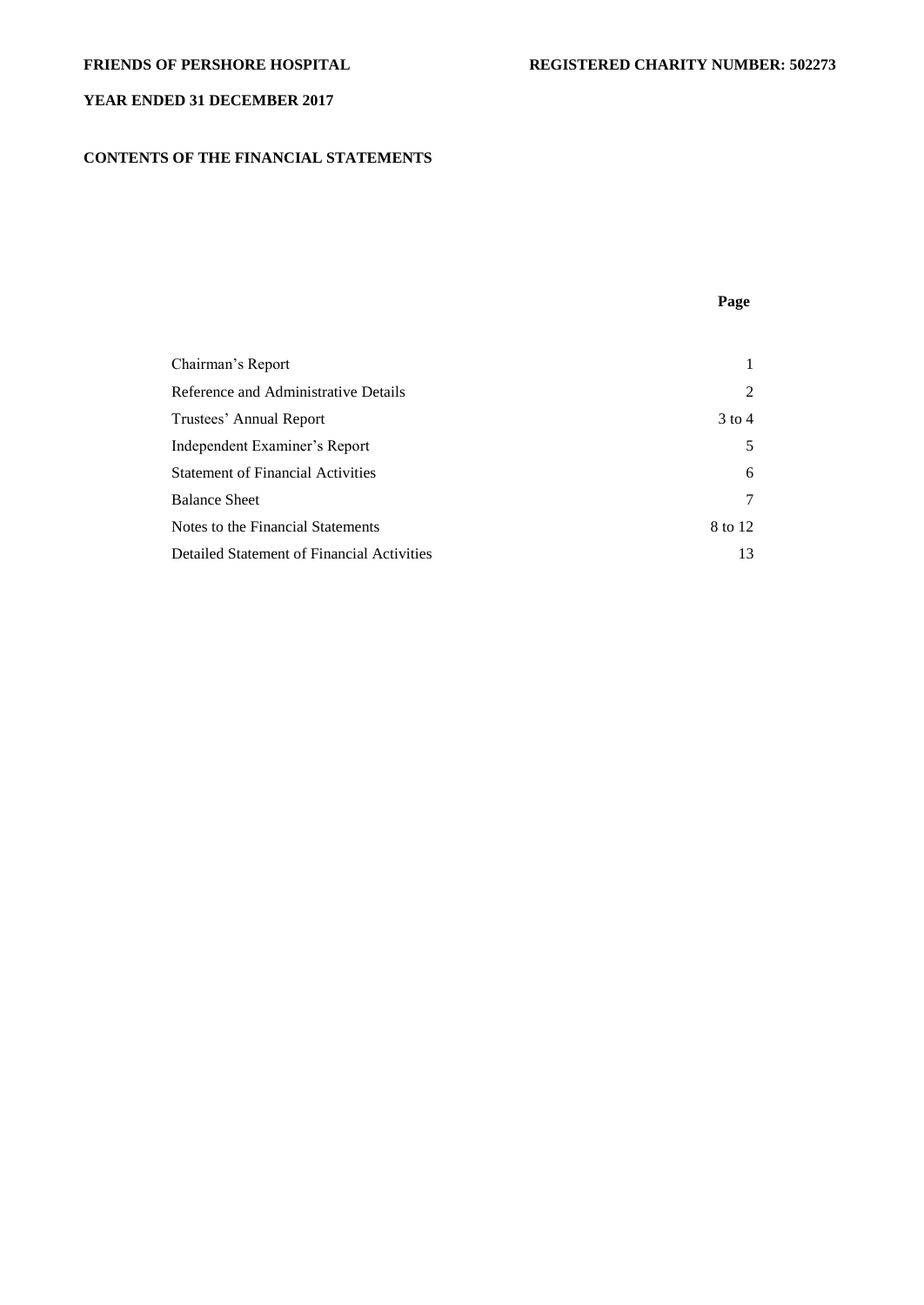**FRIENDS OF PERSHORE HOSPITAL** **REGISTERED CHARITY NUMBER: 502273**

**YEAR ENDED 31 DECEMBER 2017**

## CONTENTS OF THE FINANCIAL STATEMENTS

| | **Page** |
|---|---|
| Chairman's Report | 1 |
| Reference and Administrative Details | 2 |
| Trustees' Annual Report | 3 to 4 |
| Independent Examiner's Report | 5 |
| Statement of Financial Activities | 6 |
| Balance Sheet | 7 |
| Notes to the Financial Statements | 8 to 12 |
| Detailed Statement of Financial Activities | 13 |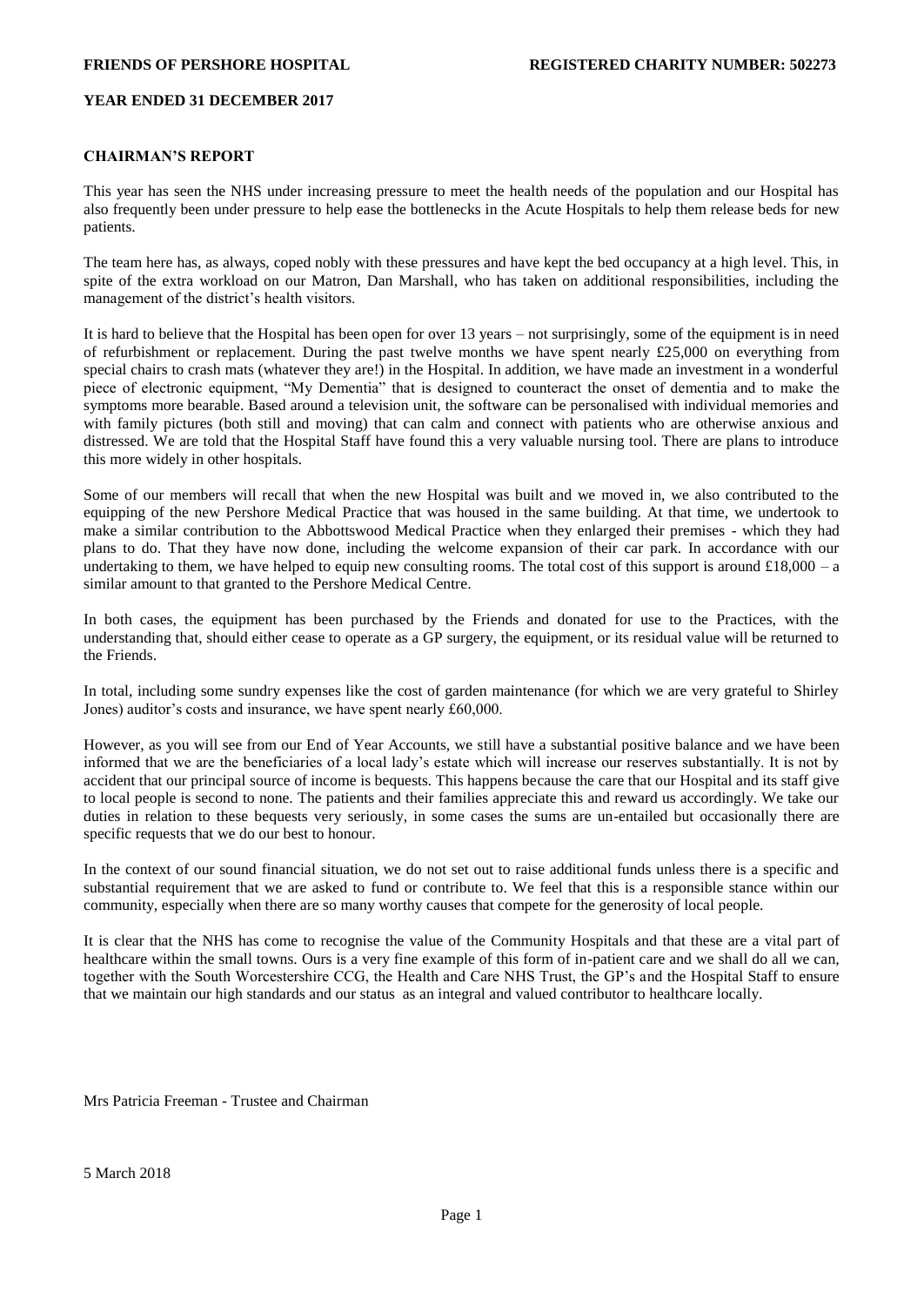**FRIENDS OF PERSHORE HOSPITAL** **REGISTERED CHARITY NUMBER: 502273**

**YEAR ENDED 31 DECEMBER 2017**

## CHAIRMAN'S REPORT

This year has seen the NHS under increasing pressure to meet the health needs of the population and our Hospital has also frequently been under pressure to help ease the bottlenecks in the Acute Hospitals to help them release beds for new patients.

The team here has, as always, coped nobly with these pressures and have kept the bed occupancy at a high level. This, in spite of the extra workload on our Matron, Dan Marshall, who has taken on additional responsibilities, including the management of the district's health visitors.

It is hard to believe that the Hospital has been open for over 13 years – not surprisingly, some of the equipment is in need of refurbishment or replacement. During the past twelve months we have spent nearly £25,000 on everything from special chairs to crash mats (whatever they are!) in the Hospital. In addition, we have made an investment in a wonderful piece of electronic equipment, "My Dementia" that is designed to counteract the onset of dementia and to make the symptoms more bearable. Based around a television unit, the software can be personalised with individual memories and with family pictures (both still and moving) that can calm and connect with patients who are otherwise anxious and distressed. We are told that the Hospital Staff have found this a very valuable nursing tool. There are plans to introduce this more widely in other hospitals.

Some of our members will recall that when the new Hospital was built and we moved in, we also contributed to the equipping of the new Pershore Medical Practice that was housed in the same building. At that time, we undertook to make a similar contribution to the Abbottswood Medical Practice when they enlarged their premises - which they had plans to do. That they have now done, including the welcome expansion of their car park. In accordance with our undertaking to them, we have helped to equip new consulting rooms. The total cost of this support is around £18,000 – a similar amount to that granted to the Pershore Medical Centre.

In both cases, the equipment has been purchased by the Friends and donated for use to the Practices, with the understanding that, should either cease to operate as a GP surgery, the equipment, or its residual value will be returned to the Friends.

In total, including some sundry expenses like the cost of garden maintenance (for which we are very grateful to Shirley Jones) auditor's costs and insurance, we have spent nearly £60,000.

However, as you will see from our End of Year Accounts, we still have a substantial positive balance and we have been informed that we are the beneficiaries of a local lady's estate which will increase our reserves substantially. It is not by accident that our principal source of income is bequests. This happens because the care that our Hospital and its staff give to local people is second to none. The patients and their families appreciate this and reward us accordingly. We take our duties in relation to these bequests very seriously, in some cases the sums are un-entailed but occasionally there are specific requests that we do our best to honour.

In the context of our sound financial situation, we do not set out to raise additional funds unless there is a specific and substantial requirement that we are asked to fund or contribute to. We feel that this is a responsible stance within our community, especially when there are so many worthy causes that compete for the generosity of local people.

It is clear that the NHS has come to recognise the value of the Community Hospitals and that these are a vital part of healthcare within the small towns. Ours is a very fine example of this form of in-patient care and we shall do all we can, together with the South Worcestershire CCG, the Health and Care NHS Trust, the GP's and the Hospital Staff to ensure that we maintain our high standards and our status as an integral and valued contributor to healthcare locally.

Mrs Patricia Freeman - Trustee and Chairman

5 March 2018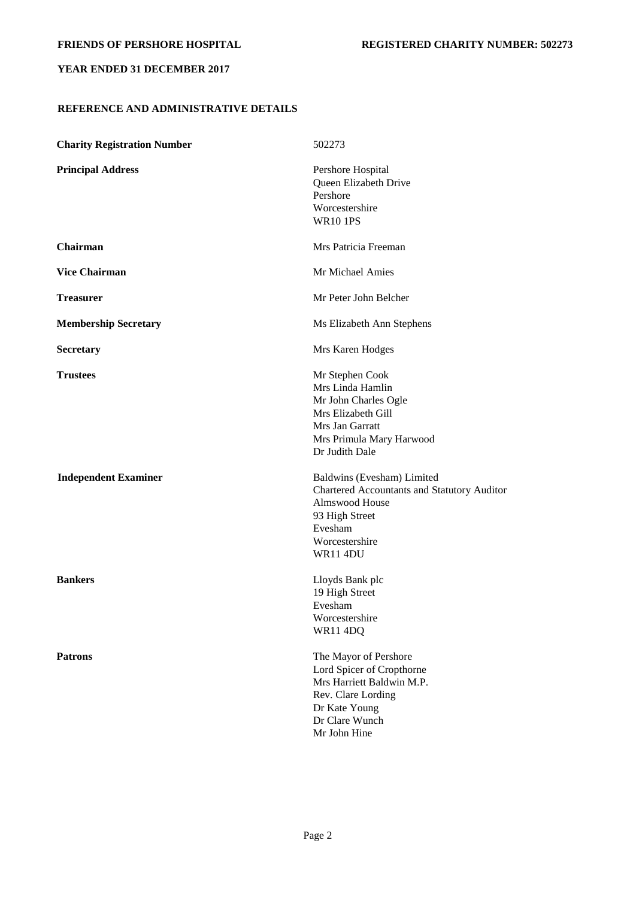## REFERENCE AND ADMINISTRATIVE DETAILS

| | |
|---|---|
| **Charity Registration Number** | 502273 |
| **Principal Address** | Pershore Hospital<br>Queen Elizabeth Drive<br>Pershore<br>Worcestershire<br>WR10 1PS |
| **Chairman** | Mrs Patricia Freeman |
| **Vice Chairman** | Mr Michael Amies |
| **Treasurer** | Mr Peter John Belcher |
| **Membership Secretary** | Ms Elizabeth Ann Stephens |
| **Secretary** | Mrs Karen Hodges |
| **Trustees** | Mr Stephen Cook<br>Mrs Linda Hamlin<br>Mr John Charles Ogle<br>Mrs Elizabeth Gill<br>Mrs Jan Garratt<br>Mrs Primula Mary Harwood<br>Dr Judith Dale |
| **Independent Examiner** | Baldwins (Evesham) Limited<br>Chartered Accountants and Statutory Auditor<br>Almswood House<br>93 High Street<br>Evesham<br>Worcestershire<br>WR11 4DU |
| **Bankers** | Lloyds Bank plc<br>19 High Street<br>Evesham<br>Worcestershire<br>WR11 4DQ |
| **Patrons** | The Mayor of Pershore<br>Lord Spicer of Cropthorne<br>Mrs Harriett Baldwin M.P.<br>Rev. Clare Lording<br>Dr Kate Young<br>Dr Clare Wunch<br>Mr John Hine |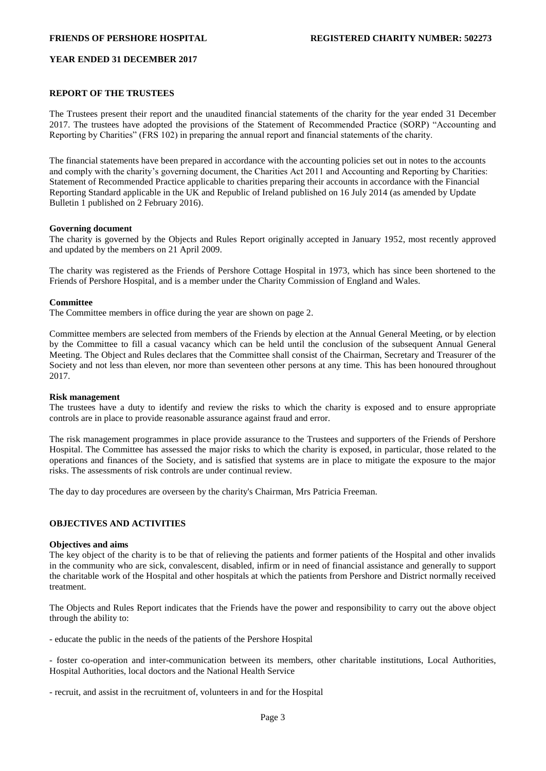# REPORT OF THE TRUSTEES

The Trustees present their report and the unaudited financial statements of the charity for the year ended 31 December 2017. The trustees have adopted the provisions of the Statement of Recommended Practice (SORP) "Accounting and Reporting by Charities" (FRS 102) in preparing the annual report and financial statements of the charity.

The financial statements have been prepared in accordance with the accounting policies set out in notes to the accounts and comply with the charity's governing document, the Charities Act 2011 and Accounting and Reporting by Charities: Statement of Recommended Practice applicable to charities preparing their accounts in accordance with the Financial Reporting Standard applicable in the UK and Republic of Ireland published on 16 July 2014 (as amended by Update Bulletin 1 published on 2 February 2016).

**Governing document**

The charity is governed by the Objects and Rules Report originally accepted in January 1952, most recently approved and updated by the members on 21 April 2009.

The charity was registered as the Friends of Pershore Cottage Hospital in 1973, which has since been shortened to the Friends of Pershore Hospital, and is a member under the Charity Commission of England and Wales.

**Committee**

The Committee members in office during the year are shown on page 2.

Committee members are selected from members of the Friends by election at the Annual General Meeting, or by election by the Committee to fill a casual vacancy which can be held until the conclusion of the subsequent Annual General Meeting. The Object and Rules declares that the Committee shall consist of the Chairman, Secretary and Treasurer of the Society and not less than eleven, nor more than seventeen other persons at any time. This has been honoured throughout 2017.

**Risk management**

The trustees have a duty to identify and review the risks to which the charity is exposed and to ensure appropriate controls are in place to provide reasonable assurance against fraud and error.

The risk management programmes in place provide assurance to the Trustees and supporters of the Friends of Pershore Hospital. The Committee has assessed the major risks to which the charity is exposed, in particular, those related to the operations and finances of the Society, and is satisfied that systems are in place to mitigate the exposure to the major risks. The assessments of risk controls are under continual review.

The day to day procedures are overseen by the charity's Chairman, Mrs Patricia Freeman.

# OBJECTIVES AND ACTIVITIES

**Objectives and aims**

The key object of the charity is to be that of relieving the patients and former patients of the Hospital and other invalids in the community who are sick, convalescent, disabled, infirm or in need of financial assistance and generally to support the charitable work of the Hospital and other hospitals at which the patients from Pershore and District normally received treatment.

The Objects and Rules Report indicates that the Friends have the power and responsibility to carry out the above object through the ability to:

- educate the public in the needs of the patients of the Pershore Hospital

- foster co-operation and inter-communication between its members, other charitable institutions, Local Authorities, Hospital Authorities, local doctors and the National Health Service

- recruit, and assist in the recruitment of, volunteers in and for the Hospital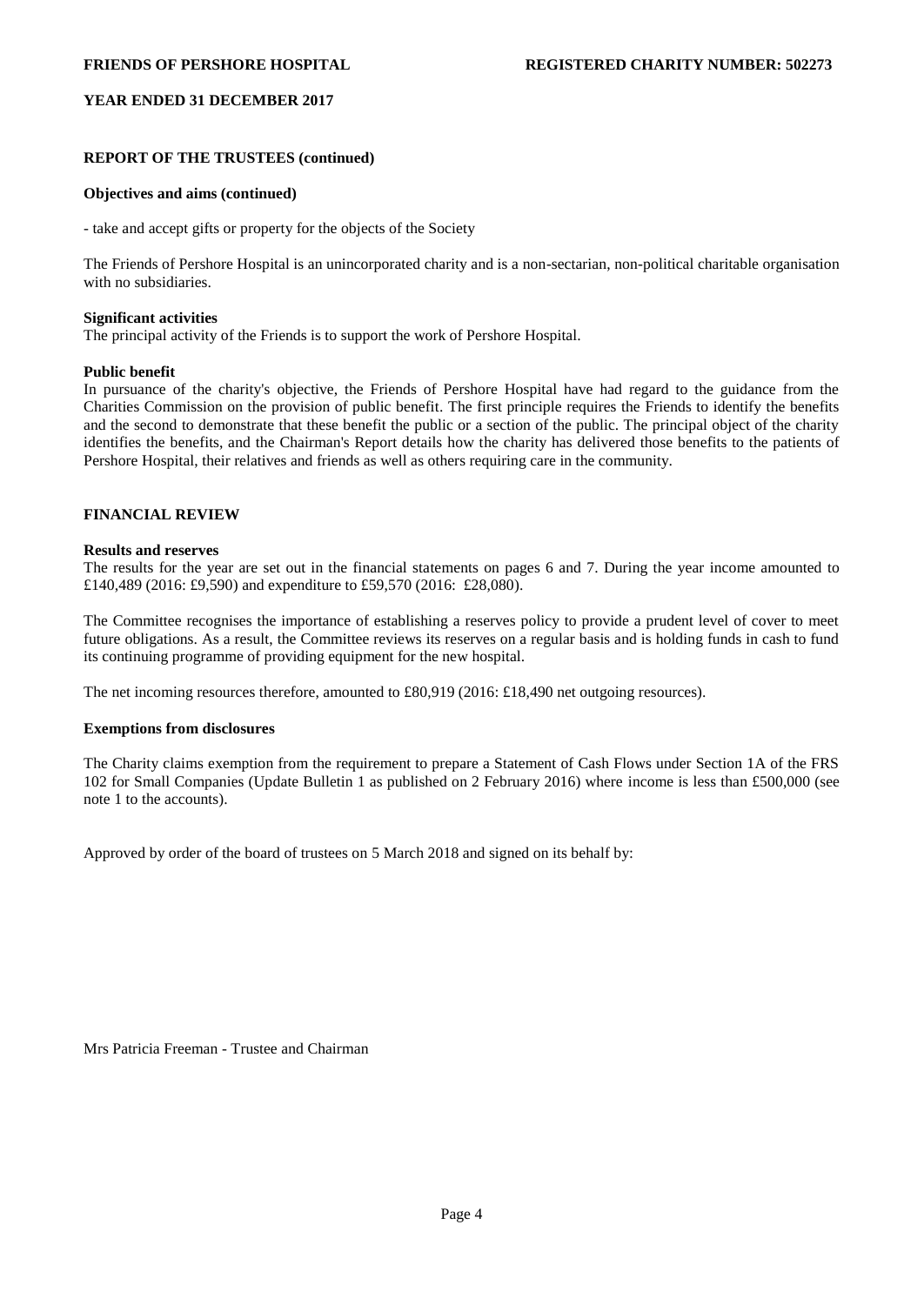## REPORT OF THE TRUSTEES (continued)

**Objectives and aims (continued)**

- take and accept gifts or property for the objects of the Society

The Friends of Pershore Hospital is an unincorporated charity and is a non-sectarian, non-political charitable organisation with no subsidiaries.

**Significant activities**

The principal activity of the Friends is to support the work of Pershore Hospital.

**Public benefit**

In pursuance of the charity's objective, the Friends of Pershore Hospital have had regard to the guidance from the Charities Commission on the provision of public benefit. The first principle requires the Friends to identify the benefits and the second to demonstrate that these benefit the public or a section of the public. The principal object of the charity identifies the benefits, and the Chairman's Report details how the charity has delivered those benefits to the patients of Pershore Hospital, their relatives and friends as well as others requiring care in the community.

## FINANCIAL REVIEW

**Results and reserves**

The results for the year are set out in the financial statements on pages 6 and 7. During the year income amounted to £140,489 (2016: £9,590) and expenditure to £59,570 (2016: £28,080).

The Committee recognises the importance of establishing a reserves policy to provide a prudent level of cover to meet future obligations. As a result, the Committee reviews its reserves on a regular basis and is holding funds in cash to fund its continuing programme of providing equipment for the new hospital.

The net incoming resources therefore, amounted to £80,919 (2016: £18,490 net outgoing resources).

**Exemptions from disclosures**

The Charity claims exemption from the requirement to prepare a Statement of Cash Flows under Section 1A of the FRS 102 for Small Companies (Update Bulletin 1 as published on 2 February 2016) where income is less than £500,000 (see note 1 to the accounts).

Approved by order of the board of trustees on 5 March 2018 and signed on its behalf by:

Mrs Patricia Freeman - Trustee and Chairman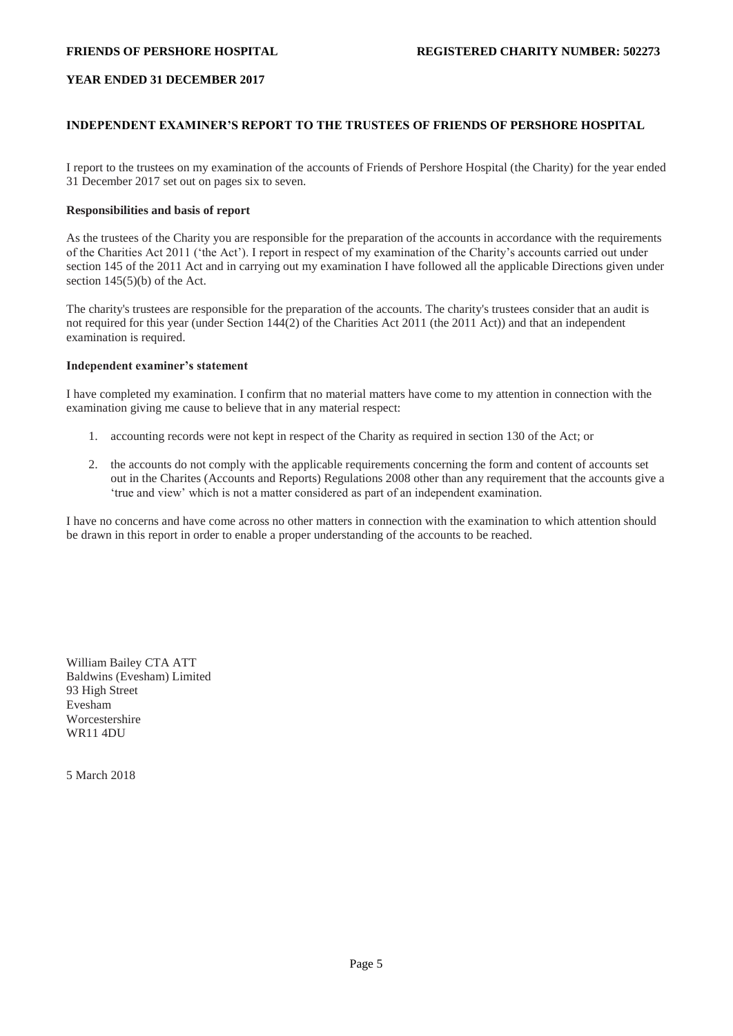**FRIENDS OF PERSHORE HOSPITAL** **REGISTERED CHARITY NUMBER: 502273**

**YEAR ENDED 31 DECEMBER 2017**

## INDEPENDENT EXAMINER'S REPORT TO THE TRUSTEES OF FRIENDS OF PERSHORE HOSPITAL

I report to the trustees on my examination of the accounts of Friends of Pershore Hospital (the Charity) for the year ended 31 December 2017 set out on pages six to seven.

### Responsibilities and basis of report

As the trustees of the Charity you are responsible for the preparation of the accounts in accordance with the requirements of the Charities Act 2011 ('the Act'). I report in respect of my examination of the Charity's accounts carried out under section 145 of the 2011 Act and in carrying out my examination I have followed all the applicable Directions given under section 145(5)(b) of the Act.

The charity's trustees are responsible for the preparation of the accounts. The charity's trustees consider that an audit is not required for this year (under Section 144(2) of the Charities Act 2011 (the 2011 Act)) and that an independent examination is required.

### Independent examiner's statement

I have completed my examination. I confirm that no material matters have come to my attention in connection with the examination giving me cause to believe that in any material respect:

1. accounting records were not kept in respect of the Charity as required in section 130 of the Act; or
2. the accounts do not comply with the applicable requirements concerning the form and content of accounts set out in the Charites (Accounts and Reports) Regulations 2008 other than any requirement that the accounts give a 'true and view' which is not a matter considered as part of an independent examination.

I have no concerns and have come across no other matters in connection with the examination to which attention should be drawn in this report in order to enable a proper understanding of the accounts to be reached.

William Bailey CTA ATT
Baldwins (Evesham) Limited
93 High Street
Evesham
Worcestershire
WR11 4DU

5 March 2018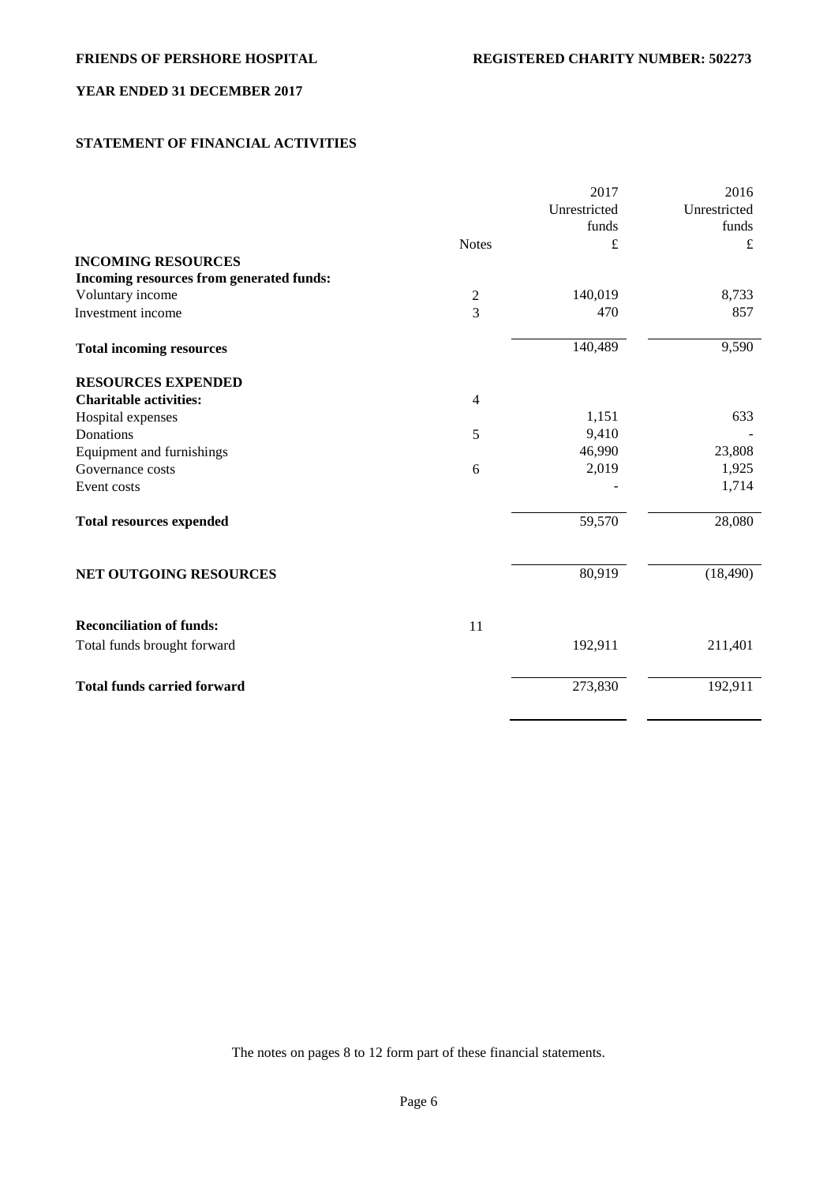**FRIENDS OF PERSHORE HOSPITAL** **REGISTERED CHARITY NUMBER: 502273**

**YEAR ENDED 31 DECEMBER 2017**

**STATEMENT OF FINANCIAL ACTIVITIES**

| | Notes | 2017 Unrestricted funds £ | 2016 Unrestricted funds £ |
|---|---|---|---|
| **INCOMING RESOURCES** | | | |
| **Incoming resources from generated funds:** | | | |
| Voluntary income | 2 | 140,019 | 8,733 |
| Investment income | 3 | 470 | 857 |
| **Total incoming resources** | | 140,489 | 9,590 |
| **RESOURCES EXPENDED** | | | |
| **Charitable activities:** | 4 | | |
| Hospital expenses | | 1,151 | 633 |
| Donations | 5 | 9,410 | - |
| Equipment and furnishings | | 46,990 | 23,808 |
| Governance costs | 6 | 2,019 | 1,925 |
| Event costs | | - | 1,714 |
| **Total resources expended** | | 59,570 | 28,080 |
| **NET OUTGOING RESOURCES** | | 80,919 | (18,490) |
| **Reconciliation of funds:** | 11 | | |
| Total funds brought forward | | 192,911 | 211,401 |
| **Total funds carried forward** | | 273,830 | 192,911 |

The notes on pages 8 to 12 form part of these financial statements.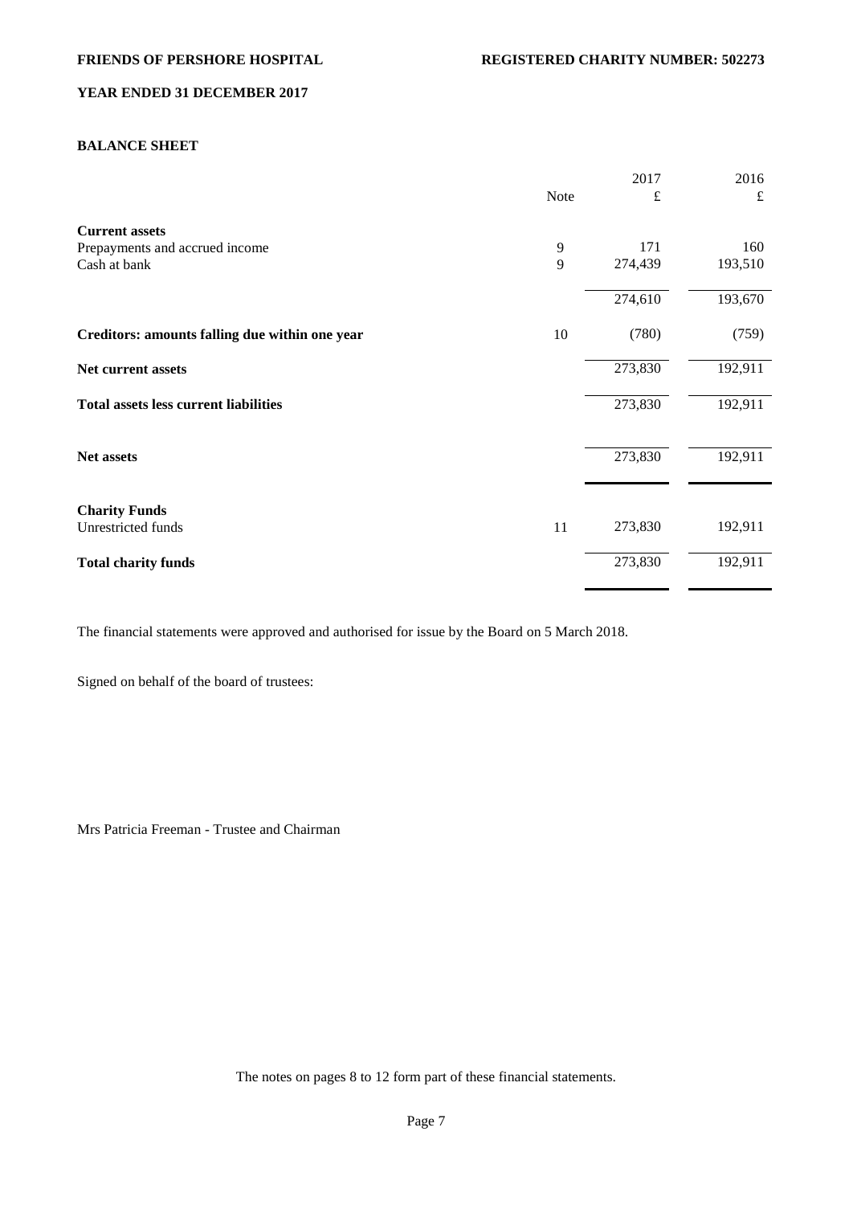**FRIENDS OF PERSHORE HOSPITAL** **REGISTERED CHARITY NUMBER: 502273**

**YEAR ENDED 31 DECEMBER 2017**

## BALANCE SHEET

| | Note | 2017 £ | 2016 £ |
|---|---|---|---|
| **Current assets** | | | |
| Prepayments and accrued income | 9 | 171 | 160 |
| Cash at bank | 9 | 274,439 | 193,510 |
| | | 274,610 | 193,670 |
| **Creditors: amounts falling due within one year** | 10 | (780) | (759) |
| **Net current assets** | | 273,830 | 192,911 |
| **Total assets less current liabilities** | | 273,830 | 192,911 |
| **Net assets** | | 273,830 | 192,911 |
| **Charity Funds** | | | |
| Unrestricted funds | 11 | 273,830 | 192,911 |
| **Total charity funds** | | 273,830 | 192,911 |

The financial statements were approved and authorised for issue by the Board on 5 March 2018.

Signed on behalf of the board of trustees:

Mrs Patricia Freeman - Trustee and Chairman

The notes on pages 8 to 12 form part of these financial statements.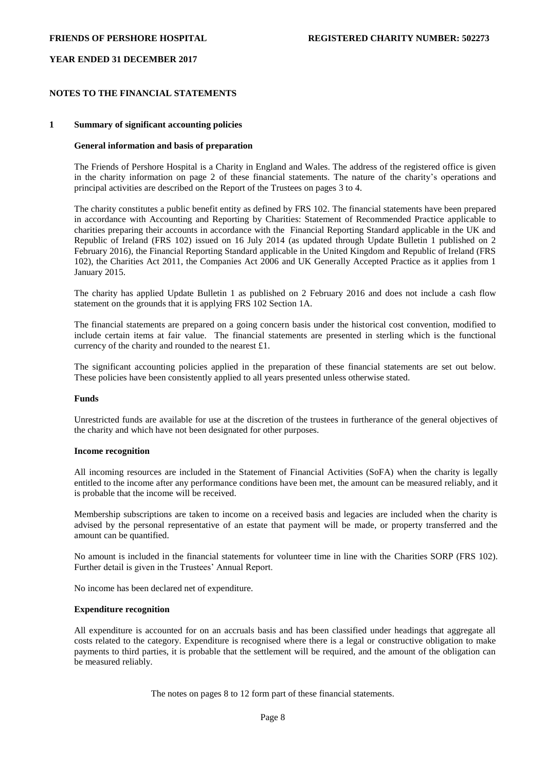## NOTES TO THE FINANCIAL STATEMENTS

### 1 Summary of significant accounting policies

#### General information and basis of preparation

The Friends of Pershore Hospital is a Charity in England and Wales. The address of the registered office is given in the charity information on page 2 of these financial statements. The nature of the charity's operations and principal activities are described on the Report of the Trustees on pages 3 to 4.

The charity constitutes a public benefit entity as defined by FRS 102. The financial statements have been prepared in accordance with Accounting and Reporting by Charities: Statement of Recommended Practice applicable to charities preparing their accounts in accordance with the Financial Reporting Standard applicable in the UK and Republic of Ireland (FRS 102) issued on 16 July 2014 (as updated through Update Bulletin 1 published on 2 February 2016), the Financial Reporting Standard applicable in the United Kingdom and Republic of Ireland (FRS 102), the Charities Act 2011, the Companies Act 2006 and UK Generally Accepted Practice as it applies from 1 January 2015.

The charity has applied Update Bulletin 1 as published on 2 February 2016 and does not include a cash flow statement on the grounds that it is applying FRS 102 Section 1A.

The financial statements are prepared on a going concern basis under the historical cost convention, modified to include certain items at fair value. The financial statements are presented in sterling which is the functional currency of the charity and rounded to the nearest £1.

The significant accounting policies applied in the preparation of these financial statements are set out below. These policies have been consistently applied to all years presented unless otherwise stated.

#### Funds

Unrestricted funds are available for use at the discretion of the trustees in furtherance of the general objectives of the charity and which have not been designated for other purposes.

#### Income recognition

All incoming resources are included in the Statement of Financial Activities (SoFA) when the charity is legally entitled to the income after any performance conditions have been met, the amount can be measured reliably, and it is probable that the income will be received.

Membership subscriptions are taken to income on a received basis and legacies are included when the charity is advised by the personal representative of an estate that payment will be made, or property transferred and the amount can be quantified.

No amount is included in the financial statements for volunteer time in line with the Charities SORP (FRS 102). Further detail is given in the Trustees' Annual Report.

No income has been declared net of expenditure.

#### Expenditure recognition

All expenditure is accounted for on an accruals basis and has been classified under headings that aggregate all costs related to the category. Expenditure is recognised where there is a legal or constructive obligation to make payments to third parties, it is probable that the settlement will be required, and the amount of the obligation can be measured reliably.

The notes on pages 8 to 12 form part of these financial statements.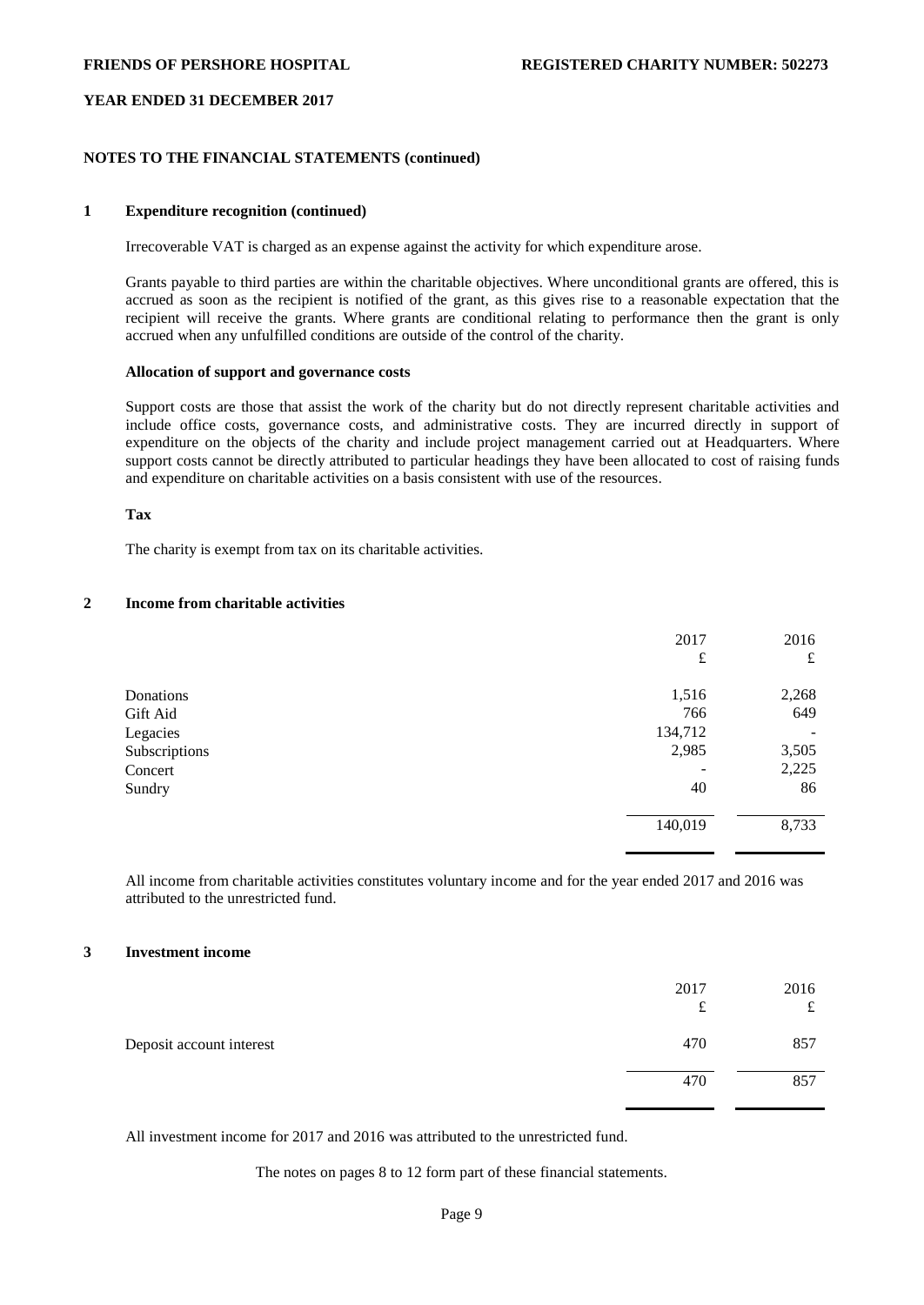## NOTES TO THE FINANCIAL STATEMENTS (continued)

### 1 Expenditure recognition (continued)

Irrecoverable VAT is charged as an expense against the activity for which expenditure arose.

Grants payable to third parties are within the charitable objectives. Where unconditional grants are offered, this is accrued as soon as the recipient is notified of the grant, as this gives rise to a reasonable expectation that the recipient will receive the grants. Where grants are conditional relating to performance then the grant is only accrued when any unfulfilled conditions are outside of the control of the charity.

**Allocation of support and governance costs**

Support costs are those that assist the work of the charity but do not directly represent charitable activities and include office costs, governance costs, and administrative costs. They are incurred directly in support of expenditure on the objects of the charity and include project management carried out at Headquarters. Where support costs cannot be directly attributed to particular headings they have been allocated to cost of raising funds and expenditure on charitable activities on a basis consistent with use of the resources.

**Tax**

The charity is exempt from tax on its charitable activities.

### 2 Income from charitable activities

| | 2017 £ | 2016 £ |
|---|---|---|
| Donations | 1,516 | 2,268 |
| Gift Aid | 766 | 649 |
| Legacies | 134,712 | - |
| Subscriptions | 2,985 | 3,505 |
| Concert | - | 2,225 |
| Sundry | 40 | 86 |
| | 140,019 | 8,733 |

All income from charitable activities constitutes voluntary income and for the year ended 2017 and 2016 was attributed to the unrestricted fund.

### 3 Investment income

| | 2017 £ | 2016 £ |
|---|---|---|
| Deposit account interest | 470 | 857 |
| | 470 | 857 |

All investment income for 2017 and 2016 was attributed to the unrestricted fund.

The notes on pages 8 to 12 form part of these financial statements.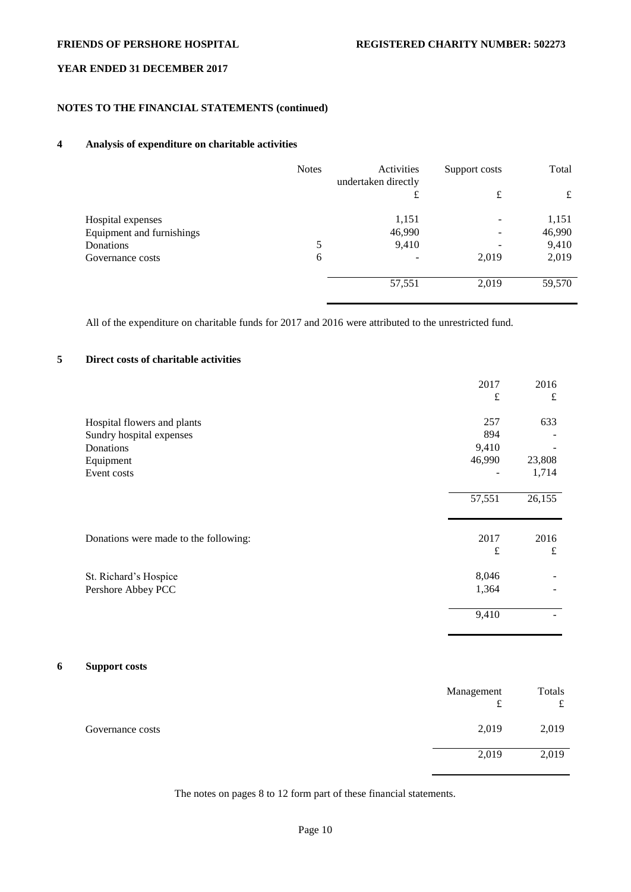## NOTES TO THE FINANCIAL STATEMENTS (continued)

### 4 Analysis of expenditure on charitable activities

| | Notes | Activities undertaken directly | Support costs | Total |
|---|---|---|---|---|
| | | £ | £ | £ |
| Hospital expenses | | 1,151 | - | 1,151 |
| Equipment and furnishings | | 46,990 | - | 46,990 |
| Donations | 5 | 9,410 | - | 9,410 |
| Governance costs | 6 | - | 2,019 | 2,019 |
| | | 57,551 | 2,019 | 59,570 |

All of the expenditure on charitable funds for 2017 and 2016 were attributed to the unrestricted fund.

### 5 Direct costs of charitable activities

| | 2017 | 2016 |
|---|---|---|
| | £ | £ |
| Hospital flowers and plants | 257 | 633 |
| Sundry hospital expenses | 894 | - |
| Donations | 9,410 | - |
| Equipment | 46,990 | 23,808 |
| Event costs | - | 1,714 |
| | 57,551 | 26,155 |

| Donations were made to the following: | 2017 | 2016 |
|---|---|---|
| | £ | £ |
| St. Richard's Hospice | 8,046 | - |
| Pershore Abbey PCC | 1,364 | - |
| | 9,410 | - |

### 6 Support costs

| | Management £ | Totals £ |
|---|---|---|
| Governance costs | 2,019 | 2,019 |
| | 2,019 | 2,019 |

The notes on pages 8 to 12 form part of these financial statements.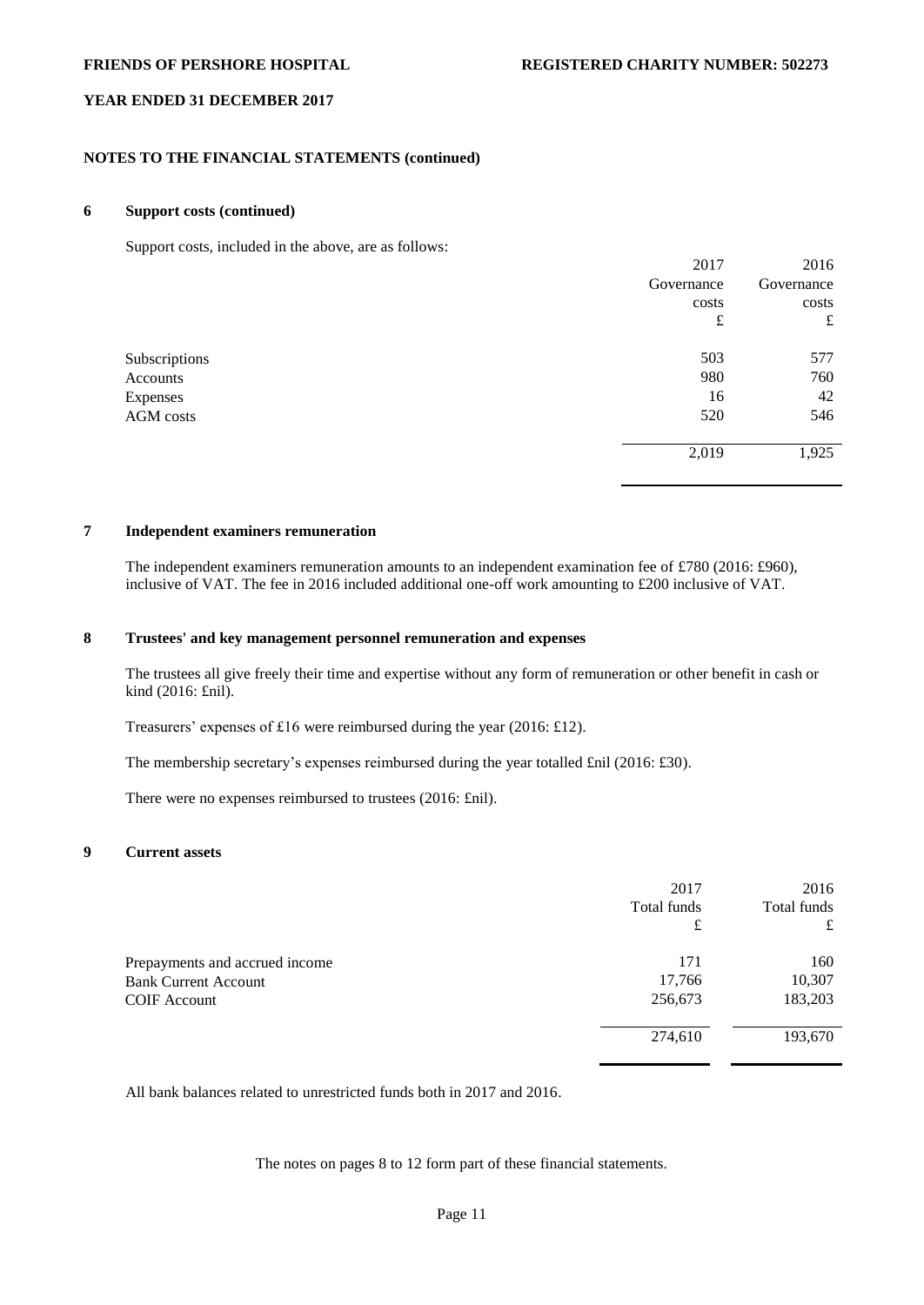## NOTES TO THE FINANCIAL STATEMENTS (continued)

### 6 Support costs (continued)

Support costs, included in the above, are as follows:

| | 2017 Governance costs £ | 2016 Governance costs £ |
|---|---|---|
| Subscriptions | 503 | 577 |
| Accounts | 980 | 760 |
| Expenses | 16 | 42 |
| AGM costs | 520 | 546 |
| | 2,019 | 1,925 |

### 7 Independent examiners remuneration

The independent examiners remuneration amounts to an independent examination fee of £780 (2016: £960), inclusive of VAT. The fee in 2016 included additional one-off work amounting to £200 inclusive of VAT.

### 8 Trustees' and key management personnel remuneration and expenses

The trustees all give freely their time and expertise without any form of remuneration or other benefit in cash or kind (2016: £nil).

Treasurers' expenses of £16 were reimbursed during the year (2016: £12).

The membership secretary's expenses reimbursed during the year totalled £nil (2016: £30).

There were no expenses reimbursed to trustees (2016: £nil).

### 9 Current assets

| | 2017 Total funds £ | 2016 Total funds £ |
|---|---|---|
| Prepayments and accrued income | 171 | 160 |
| Bank Current Account | 17,766 | 10,307 |
| COIF Account | 256,673 | 183,203 |
| | 274,610 | 193,670 |

All bank balances related to unrestricted funds both in 2017 and 2016.

The notes on pages 8 to 12 form part of these financial statements.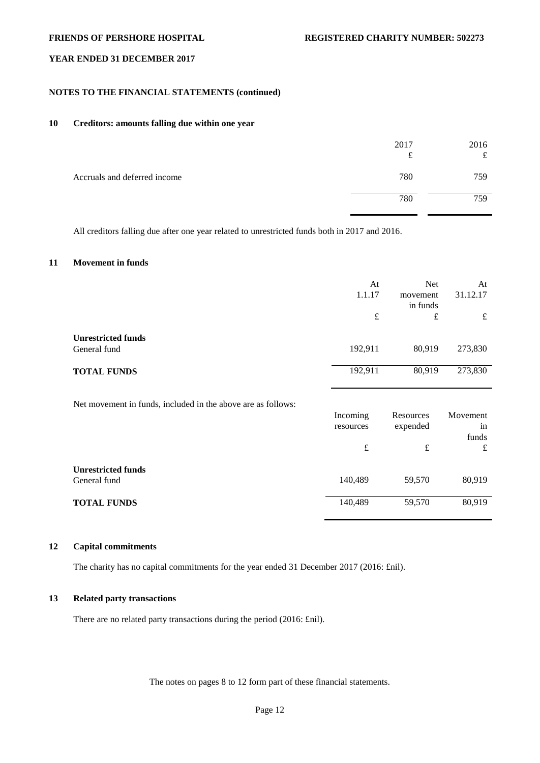## NOTES TO THE FINANCIAL STATEMENTS (continued)

### 10 Creditors: amounts falling due within one year

| | 2017 £ | 2016 £ |
|---|---|---|
| Accruals and deferred income | 780 | 759 |
| | 780 | 759 |

All creditors falling due after one year related to unrestricted funds both in 2017 and 2016.

### 11 Movement in funds

| | At 1.1.17 £ | Net movement in funds £ | At 31.12.17 £ |
|---|---|---|---|
| **Unrestricted funds** | | | |
| General fund | 192,911 | 80,919 | 273,830 |
| **TOTAL FUNDS** | 192,911 | 80,919 | 273,830 |

Net movement in funds, included in the above are as follows:

| | Incoming resources £ | Resources expended £ | Movement in funds £ |
|---|---|---|---|
| **Unrestricted funds** | | | |
| General fund | 140,489 | 59,570 | 80,919 |
| **TOTAL FUNDS** | 140,489 | 59,570 | 80,919 |

### 12 Capital commitments

The charity has no capital commitments for the year ended 31 December 2017 (2016: £nil).

### 13 Related party transactions

There are no related party transactions during the period (2016: £nil).

The notes on pages 8 to 12 form part of these financial statements.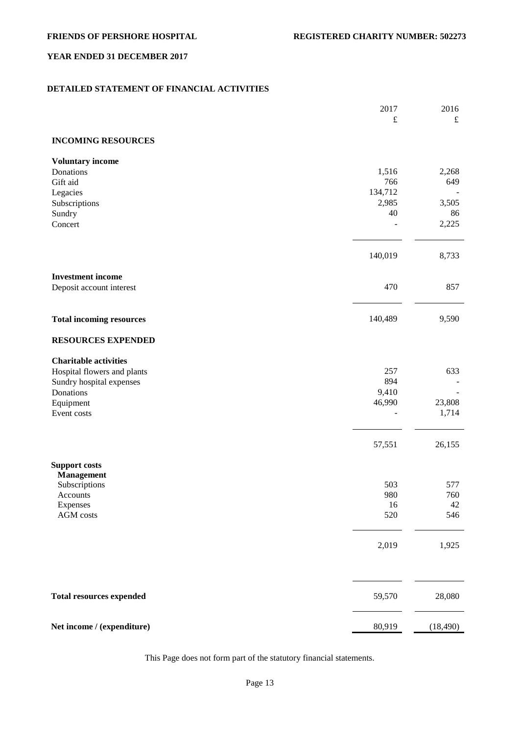**FRIENDS OF PERSHORE HOSPITAL** | **REGISTERED CHARITY NUMBER: 502273**

**YEAR ENDED 31 DECEMBER 2017**

## DETAILED STATEMENT OF FINANCIAL ACTIVITIES

| | 2017 | 2016 |
|---|---|---|
| | £ | £ |
| **INCOMING RESOURCES** | | |
| **Voluntary income** | | |
| Donations | 1,516 | 2,268 |
| Gift aid | 766 | 649 |
| Legacies | 134,712 | - |
| Subscriptions | 2,985 | 3,505 |
| Sundry | 40 | 86 |
| Concert | - | 2,225 |
| | 140,019 | 8,733 |
| **Investment income** | | |
| Deposit account interest | 470 | 857 |
| **Total incoming resources** | 140,489 | 9,590 |
| **RESOURCES EXPENDED** | | |
| **Charitable activities** | | |
| Hospital flowers and plants | 257 | 633 |
| Sundry hospital expenses | 894 | - |
| Donations | 9,410 | - |
| Equipment | 46,990 | 23,808 |
| Event costs | - | 1,714 |
| | 57,551 | 26,155 |
| **Support costs** | | |
| **Management** | | |
| Subscriptions | 503 | 577 |
| Accounts | 980 | 760 |
| Expenses | 16 | 42 |
| AGM costs | 520 | 546 |
| | 2,019 | 1,925 |
| **Total resources expended** | 59,570 | 28,080 |
| **Net income / (expenditure)** | 80,919 | (18,490) |

This Page does not form part of the statutory financial statements.